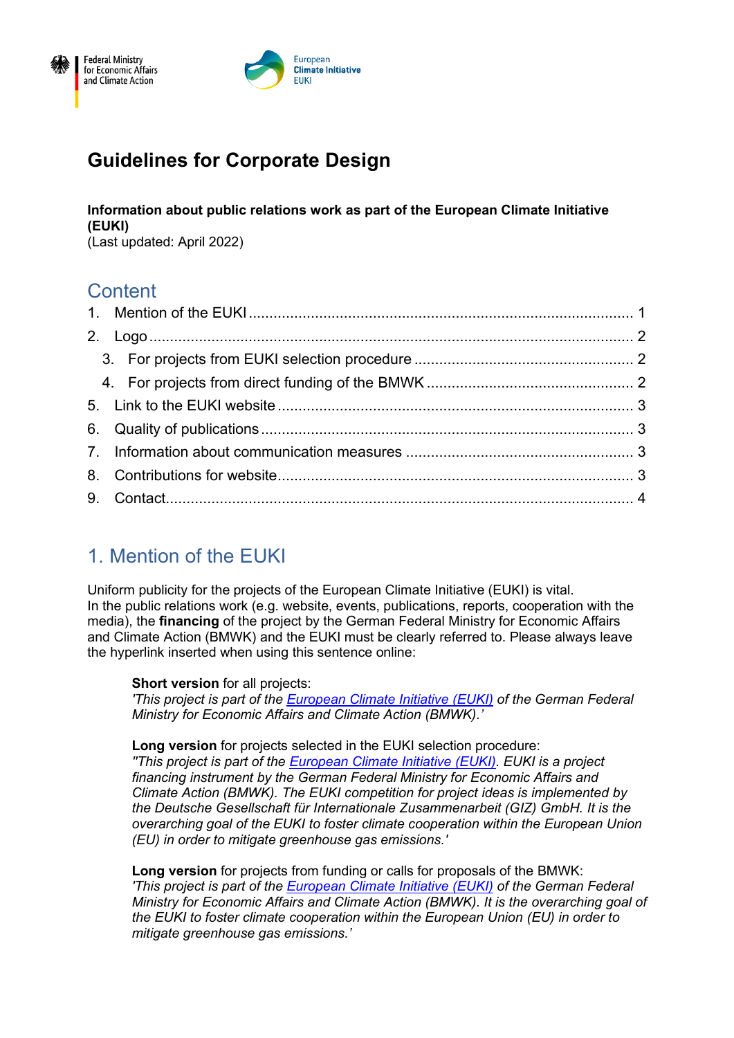Federal Ministry for Economic Affairs and Climate Action

European Climate Initiative EUKI

# Guidelines for Corporate Design

**Information about public relations work as part of the European Climate Initiative (EUKI)**
(Last updated: April 2022)

## Content

1. Mention of the EUKI ........ 1
2. Logo ........ 2
   3. For projects from EUKI selection procedure ........ 2
   4. For projects from direct funding of the BMWK ........ 2
5. Link to the EUKI website ........ 3
6. Quality of publications ........ 3
7. Information about communication measures ........ 3
8. Contributions for website ........ 3
9. Contact ........ 4

## 1. Mention of the EUKI

Uniform publicity for the projects of the European Climate Initiative (EUKI) is vital.
In the public relations work (e.g. website, events, publications, reports, cooperation with the media), the **financing** of the project by the German Federal Ministry for Economic Affairs and Climate Action (BMWK) and the EUKI must be clearly referred to. Please always leave the hyperlink inserted when using this sentence online:

> **Short version** for all projects:
> *'This project is part of the European Climate Initiative (EUKI) of the German Federal Ministry for Economic Affairs and Climate Action (BMWK).'*
>
> **Long version** for projects selected in the EUKI selection procedure:
> *"This project is part of the European Climate Initiative (EUKI). EUKI is a project financing instrument by the German Federal Ministry for Economic Affairs and Climate Action (BMWK). The EUKI competition for project ideas is implemented by the Deutsche Gesellschaft für Internationale Zusammenarbeit (GIZ) GmbH. It is the overarching goal of the EUKI to foster climate cooperation within the European Union (EU) in order to mitigate greenhouse gas emissions.'*
>
> **Long version** for projects from funding or calls for proposals of the BMWK:
> *'This project is part of the European Climate Initiative (EUKI) of the German Federal Ministry for Economic Affairs and Climate Action (BMWK). It is the overarching goal of the EUKI to foster climate cooperation within the European Union (EU) in order to mitigate greenhouse gas emissions.'*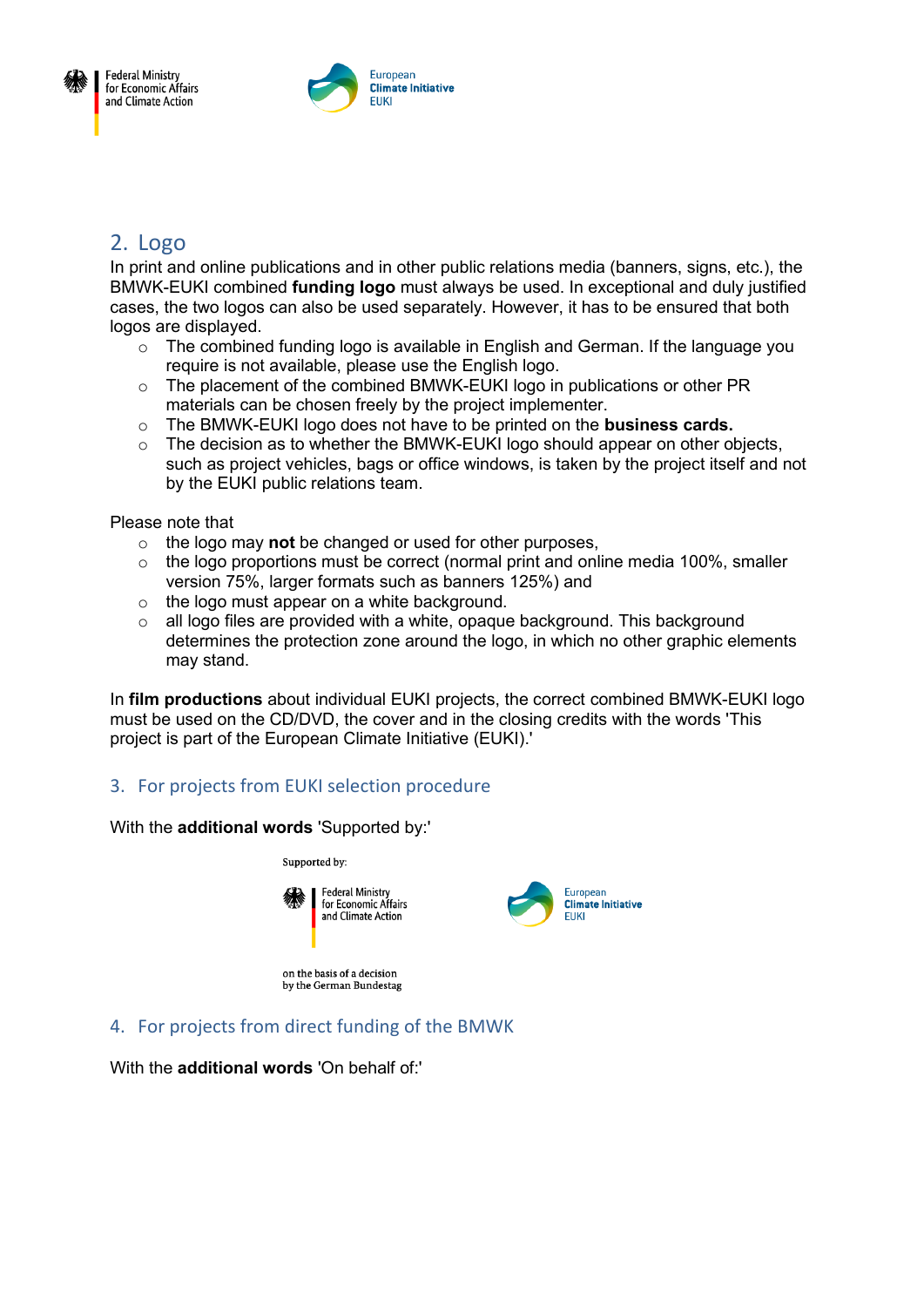## 2. Logo

In print and online publications and in other public relations media (banners, signs, etc.), the BMWK-EUKI combined **funding logo** must always be used. In exceptional and duly justified cases, the two logos can also be used separately. However, it has to be ensured that both logos are displayed.

- The combined funding logo is available in English and German. If the language you require is not available, please use the English logo.
- The placement of the combined BMWK-EUKI logo in publications or other PR materials can be chosen freely by the project implementer.
- The BMWK-EUKI logo does not have to be printed on the **business cards.**
- The decision as to whether the BMWK-EUKI logo should appear on other objects, such as project vehicles, bags or office windows, is taken by the project itself and not by the EUKI public relations team.

Please note that

- the logo may **not** be changed or used for other purposes,
- the logo proportions must be correct (normal print and online media 100%, smaller version 75%, larger formats such as banners 125%) and
- the logo must appear on a white background.
- all logo files are provided with a white, opaque background. This background determines the protection zone around the logo, in which no other graphic elements may stand.

In **film productions** about individual EUKI projects, the correct combined BMWK-EUKI logo must be used on the CD/DVD, the cover and in the closing credits with the words 'This project is part of the European Climate Initiative (EUKI).'

## 3. For projects from EUKI selection procedure

With the **additional words** 'Supported by:'

Supported by:

Federal Ministry for Economic Affairs and Climate Action

European Climate Initiative EUKI

on the basis of a decision by the German Bundestag

## 4. For projects from direct funding of the BMWK

With the **additional words** 'On behalf of:'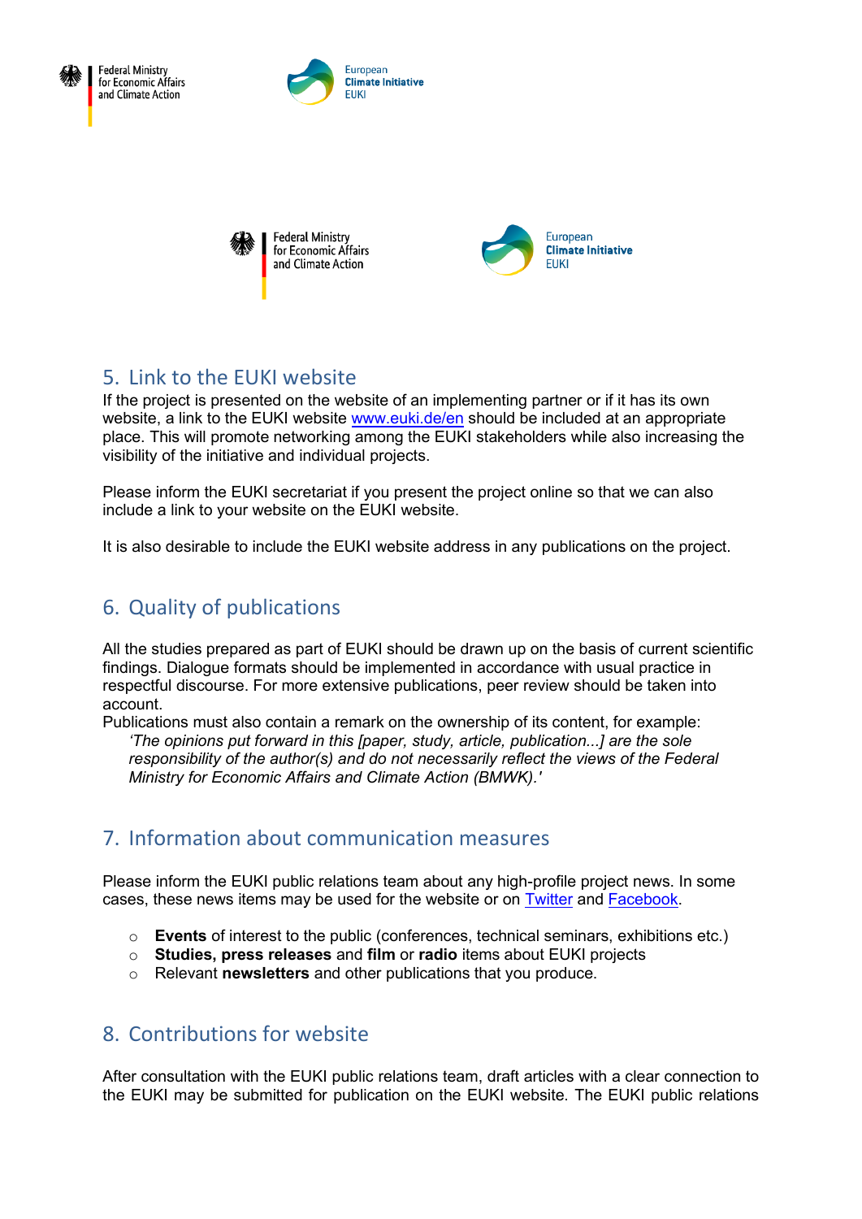## 5. Link to the EUKI website

If the project is presented on the website of an implementing partner or if it has its own website, a link to the EUKI website [www.euki.de/en](www.euki.de/en) should be included at an appropriate place. This will promote networking among the EUKI stakeholders while also increasing the visibility of the initiative and individual projects.

Please inform the EUKI secretariat if you present the project online so that we can also include a link to your website on the EUKI website.

It is also desirable to include the EUKI website address in any publications on the project.

## 6. Quality of publications

All the studies prepared as part of EUKI should be drawn up on the basis of current scientific findings. Dialogue formats should be implemented in accordance with usual practice in respectful discourse. For more extensive publications, peer review should be taken into account.

Publications must also contain a remark on the ownership of its content, for example:

> *'The opinions put forward in this [paper, study, article, publication...] are the sole responsibility of the author(s) and do not necessarily reflect the views of the Federal Ministry for Economic Affairs and Climate Action (BMWK).'*

## 7. Information about communication measures

Please inform the EUKI public relations team about any high-profile project news. In some cases, these news items may be used for the website or on Twitter and Facebook.

- **Events** of interest to the public (conferences, technical seminars, exhibitions etc.)
- **Studies, press releases** and **film** or **radio** items about EUKI projects
- Relevant **newsletters** and other publications that you produce.

## 8. Contributions for website

After consultation with the EUKI public relations team, draft articles with a clear connection to the EUKI may be submitted for publication on the EUKI website. The EUKI public relations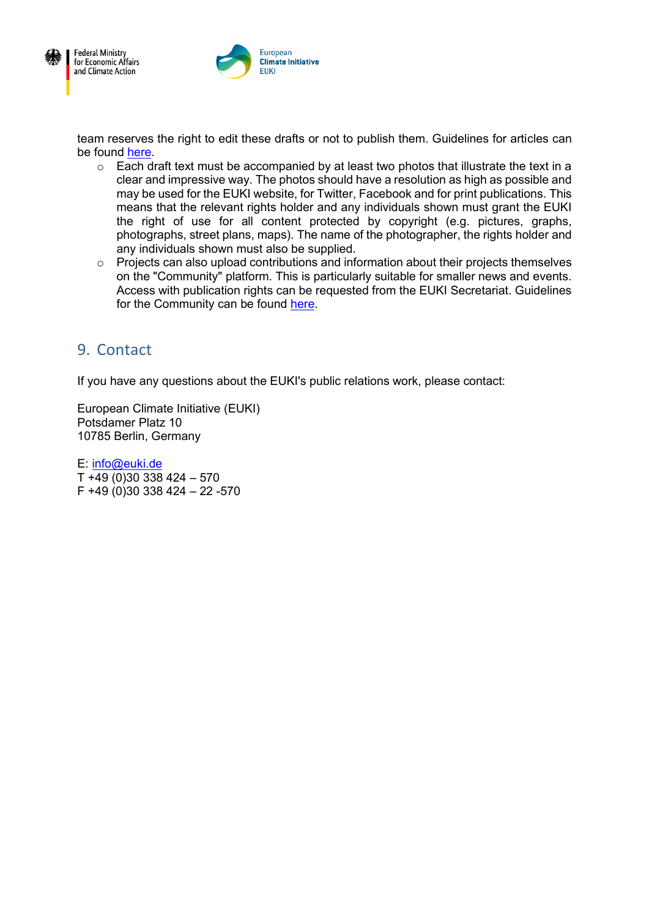team reserves the right to edit these drafts or not to publish them. Guidelines for articles can be found here.

- Each draft text must be accompanied by at least two photos that illustrate the text in a clear and impressive way. The photos should have a resolution as high as possible and may be used for the EUKI website, for Twitter, Facebook and for print publications. This means that the relevant rights holder and any individuals shown must grant the EUKI the right of use for all content protected by copyright (e.g. pictures, graphs, photographs, street plans, maps). The name of the photographer, the rights holder and any individuals shown must also be supplied.
- Projects can also upload contributions and information about their projects themselves on the "Community" platform. This is particularly suitable for smaller news and events. Access with publication rights can be requested from the EUKI Secretariat. Guidelines for the Community can be found here.

## 9. Contact

If you have any questions about the EUKI's public relations work, please contact:

European Climate Initiative (EUKI)
Potsdamer Platz 10
10785 Berlin, Germany

E: info@euki.de
T +49 (0)30 338 424 – 570
F +49 (0)30 338 424 – 22 -570